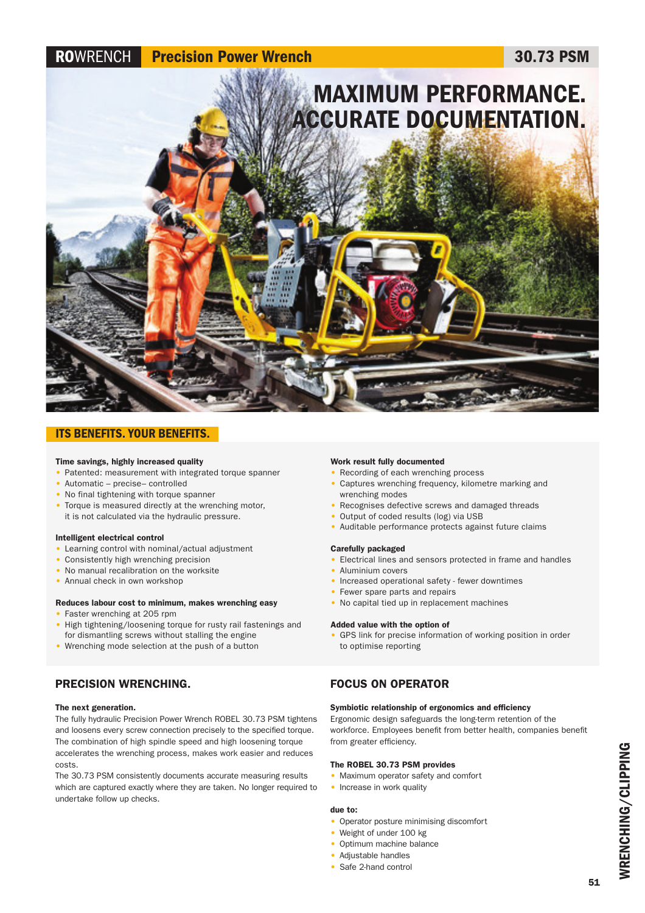# ROWRENCH Precision Power Wrench 30.73 PSM

## MAXIMUM PERFORMANCE. ACCURATE DOCUMENTATION.

## ITS BENEFITS. YOUR BENEFITS.

**Time savings, highly increased quality**

- Patented: measurement with integrated torque spanner
- Automatic – precise– controlled
- No final tightening with torque spanner
- Torque is measured directly at the wrenching motor, it is not calculated via the hydraulic pressure.

**Intelligent electrical control**

- Learning control with nominal/actual adjustment
- Consistently high wrenching precision
- No manual recalibration on the worksite
- Annual check in own workshop

**Reduces labour cost to minimum, makes wrenching easy**

- Faster wrenching at 205 rpm
- High tightening/loosening torque for rusty rail fastenings and for dismantling screws without stalling the engine
- Wrenching mode selection at the push of a button

**Work result fully documented**

- Recording of each wrenching process
- Captures wrenching frequency, kilometre marking and wrenching modes
- Recognises defective screws and damaged threads
- Output of coded results (log) via USB
- Auditable performance protects against future claims

**Carefully packaged**

- Electrical lines and sensors protected in frame and handles
- Aluminium covers
- Increased operational safety - fewer downtimes
- Fewer spare parts and repairs
- No capital tied up in replacement machines

**Added value with the option of**

- GPS link for precise information of working position in order to optimise reporting

## PRECISION WRENCHING.

**The next generation.**

The fully hydraulic Precision Power Wrench ROBEL 30.73 PSM tightens and loosens every screw connection precisely to the specified torque. The combination of high spindle speed and high loosening torque accelerates the wrenching process, makes work easier and reduces costs.

The 30.73 PSM consistently documents accurate measuring results which are captured exactly where they are taken. No longer required to undertake follow up checks.

## FOCUS ON OPERATOR

**Symbiotic relationship of ergonomics and efficiency**

Ergonomic design safeguards the long-term retention of the workforce. Employees benefit from better health, companies benefit from greater efficiency.

**The ROBEL 30.73 PSM provides**

- Maximum operator safety and comfort
- Increase in work quality

**due to:**

- Operator posture minimising discomfort
- Weight of under 100 kg
- Optimum machine balance
- Adjustable handles
- Safe 2-hand control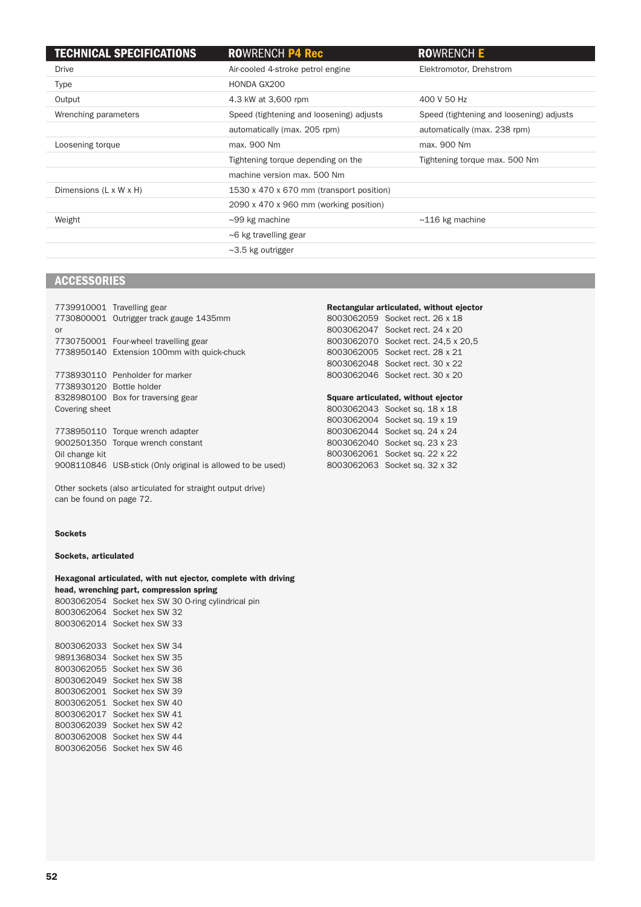| TECHNICAL SPECIFICATIONS | ROWRENCH P4 Rec | ROWRENCH E |
|---|---|---|
| Drive | Air-cooled 4-stroke petrol engine | Elektromotor, Drehstrom |
| Type | HONDA GX200 | |
| Output | 4.3 kW at 3,600 rpm | 400 V 50 Hz |
| Wrenching parameters | Speed (tightening and loosening) adjusts | Speed (tightening and loosening) adjusts |
| | automatically (max. 205 rpm) | automatically (max. 238 rpm) |
| Loosening torque | max. 900 Nm | max. 900 Nm |
| | Tightening torque depending on the | Tightening torque max. 500 Nm |
| | machine version max. 500 Nm | |
| Dimensions (L x W x H) | 1530 x 470 x 670 mm (transport position) | |
| | 2090 x 470 x 960 mm (working position) | |
| Weight | ~99 kg machine | ~116 kg machine |
| | ~6 kg travelling gear | |
| | ~3.5 kg outrigger | |

## ACCESSORIES

7739910001 Travelling gear
7730800001 Outrigger track gauge 1435mm
or
7730750001 Four-wheel travelling gear
7738950140 Extension 100mm with quick-chuck

7738930110 Penholder for marker
7738930120 Bottle holder
8328980100 Box for traversing gear
Covering sheet

7738950110 Torque wrench adapter
9002501350 Torque wrench constant
Oil change kit
9008110846 USB-stick (Only original is allowed to be used)

Other sockets (also articulated for straight output drive)
can be found on page 72.

**Sockets**

**Sockets, articulated**

**Hexagonal articulated, with nut ejector, complete with driving head, wrenching part, compression spring**
8003062054 Socket hex SW 30 O-ring cylindrical pin
8003062064 Socket hex SW 32
8003062014 Socket hex SW 33

8003062033 Socket hex SW 34
9891368034 Socket hex SW 35
8003062055 Socket hex SW 36
8003062049 Socket hex SW 38
8003062001 Socket hex SW 39
8003062051 Socket hex SW 40
8003062017 Socket hex SW 41
8003062039 Socket hex SW 42
8003062008 Socket hex SW 44
8003062056 Socket hex SW 46

**Rectangular articulated, without ejector**
8003062059 Socket rect. 26 x 18
8003062047 Socket rect. 24 x 20
8003062070 Socket rect. 24,5 x 20,5
8003062005 Socket rect. 28 x 21
8003062048 Socket rect. 30 x 22
8003062046 Socket rect. 30 x 20

**Square articulated, without ejector**
8003062043 Socket sq. 18 x 18
8003062004 Socket sq. 19 x 19
8003062044 Socket sq. 24 x 24
8003062040 Socket sq. 23 x 23
8003062061 Socket sq. 22 x 22
8003062063 Socket sq. 32 x 32